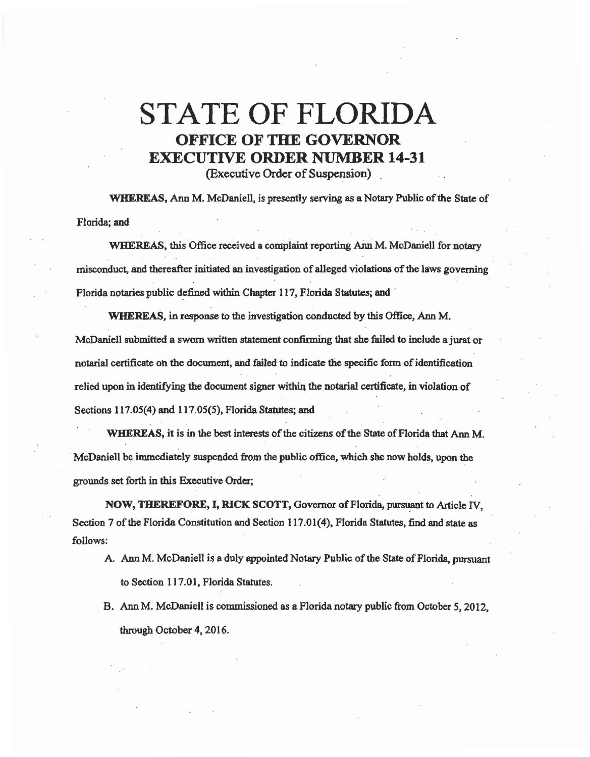# STATE OF FLORIDA

## OFFICE OF THE GOVERNOR

## EXECUTIVE ORDER NUMBER 14-31

(Executive Order of Suspension)

**WHEREAS,** Ann M. McDaniell, is presently serving as a Notary Public of the State of Florida; and

**WHEREAS,** this Office received a complaint reporting Ann M. McDaniell for notary misconduct, and thereafter initiated an investigation of alleged violations of the laws governing Florida notaries public defined within Chapter 117, Florida Statutes; and

**WHEREAS,** in response to the investigation conducted by this Office, Ann M. McDaniell submitted a sworn written statement confirming that she failed to include a jurat or notarial certificate on the document, and failed to indicate the specific form of identification relied upon in identifying the document signer within the notarial certificate, in violation of Sections 117.05(4) and 117.05(5), Florida Statutes; and

**WHEREAS,** it is in the best interests of the citizens of the State of Florida that Ann M. McDaniell be immediately suspended from the public office, which she now holds, upon the grounds set forth in this Executive Order;

**NOW, THEREFORE, I, RICK SCOTT,** Governor of Florida, pursuant to Article IV, Section 7 of the Florida Constitution and Section 117.01(4), Florida Statutes, find and state as follows:

A. Ann M. McDaniell is a duly appointed Notary Public of the State of Florida, pursuant to Section 117.01, Florida Statutes.

B. Ann M. McDaniell is commissioned as a Florida notary public from October 5, 2012, through October 4, 2016.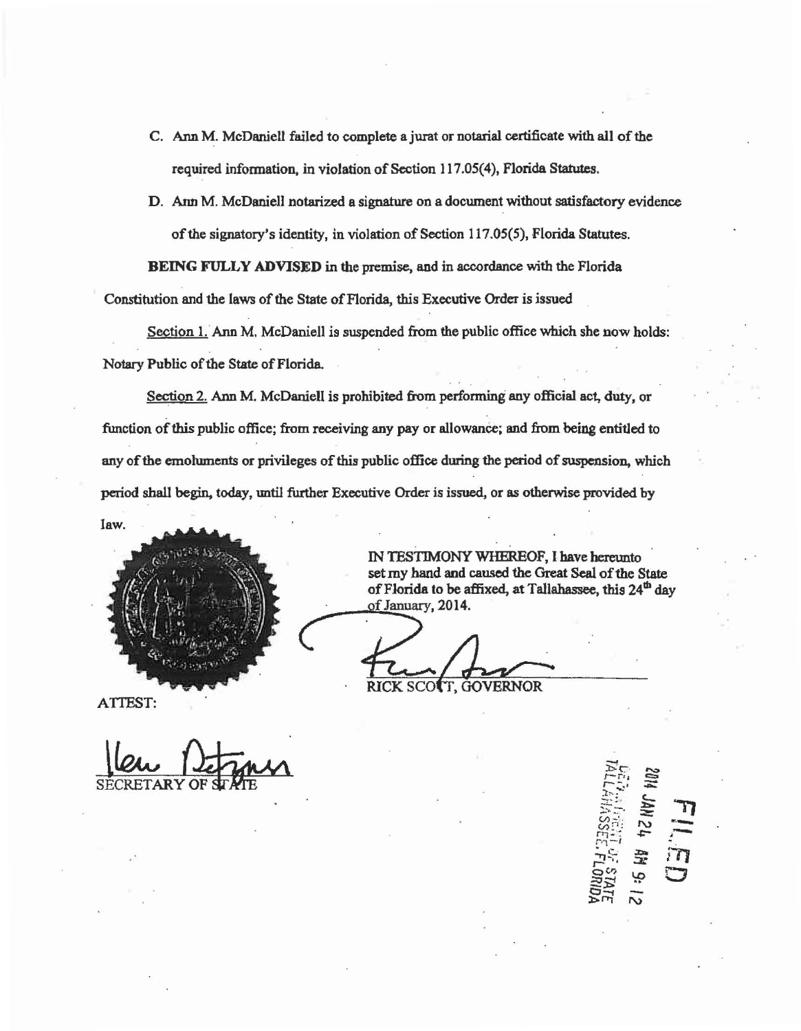C. Ann M. McDaniell failed to complete a jurat or notarial certificate with all of the required information, in violation of Section 117.05(4), Florida Statutes.

D. Ann M. McDaniell notarized a signature on a document without satisfactory evidence of the signatory's identity, in violation of Section 117.05(5), Florida Statutes.

**BEING FULLY ADVISED** in the premise, and in accordance with the Florida Constitution and the laws of the State of Florida, this Executive Order is issued

Section 1. Ann M. McDaniell is suspended from the public office which she now holds: Notary Public of the State of Florida.

Section 2. Ann M. McDaniell is prohibited from performing any official act, duty, or function of this public office; from receiving any pay or allowance; and from being entitled to any of the emoluments or privileges of this public office during the period of suspension, which period shall begin, today, until further Executive Order is issued, or as otherwise provided by law.

IN TESTIMONY WHEREOF, I have hereunto set my hand and caused the Great Seal of the State of Florida to be affixed, at Tallahassee, this 24th day of January, 2014.

RICK SCOTT, GOVERNOR

ATTEST:

SECRETARY OF STATE

FILED

2014 JAN 24 AM 9:12

DEPARTMENT OF STATE
TALLAHASSEE, FLORIDA